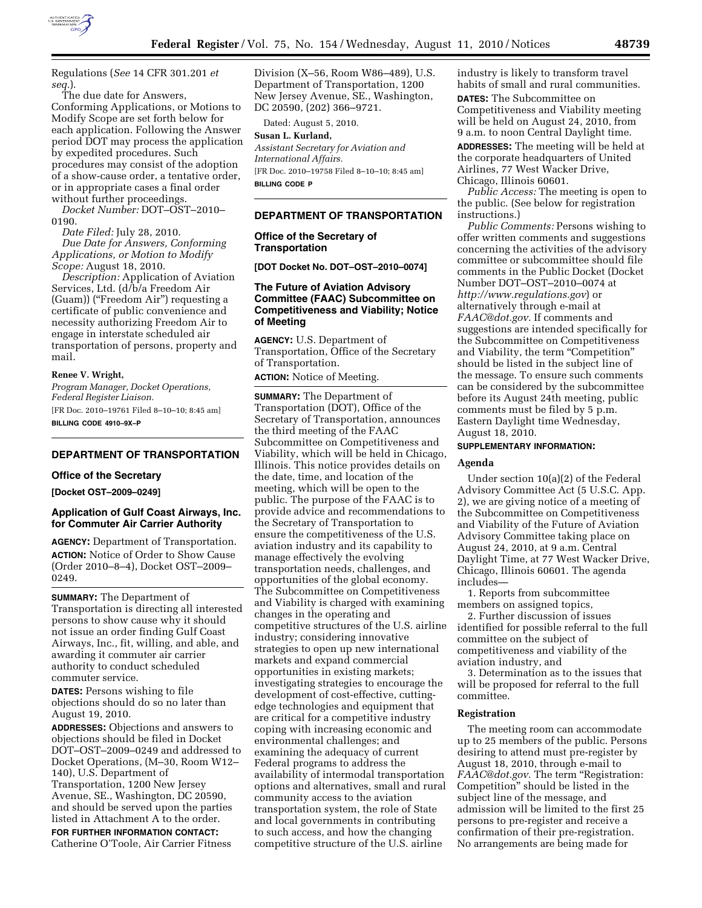Regulations (*See* 14 CFR 301.201 *et seq.*).

The due date for Answers, Conforming Applications, or Motions to Modify Scope are set forth below for each application. Following the Answer period DOT may process the application by expedited procedures. Such procedures may consist of the adoption of a show-cause order, a tentative order, or in appropriate cases a final order without further proceedings.

*Docket Number:* DOT–OST–2010–0190.

*Date Filed:* July 28, 2010.

*Due Date for Answers, Conforming Applications, or Motion to Modify Scope:* August 18, 2010.

*Description:* Application of Aviation Services, Ltd. (d/b/a Freedom Air (Guam)) ("Freedom Air") requesting a certificate of public convenience and necessity authorizing Freedom Air to engage in interstate scheduled air transportation of persons, property and mail.

**Renee V. Wright,**

*Program Manager, Docket Operations, Federal Register Liaison.*

[FR Doc. 2010–19761 Filed 8–10–10; 8:45 am]

**BILLING CODE 4910–9X–P**

## DEPARTMENT OF TRANSPORTATION

### Office of the Secretary

**[Docket OST–2009–0249]**

### Application of Gulf Coast Airways, Inc. for Commuter Air Carrier Authority

**AGENCY:** Department of Transportation.

**ACTION:** Notice of Order to Show Cause (Order 2010–8–4), Docket OST–2009–0249.

**SUMMARY:** The Department of Transportation is directing all interested persons to show cause why it should not issue an order finding Gulf Coast Airways, Inc., fit, willing, and able, and awarding it commuter air carrier authority to conduct scheduled commuter service.

**DATES:** Persons wishing to file objections should do so no later than August 19, 2010.

**ADDRESSES:** Objections and answers to objections should be filed in Docket DOT–OST–2009–0249 and addressed to Docket Operations, (M–30, Room W12–140), U.S. Department of Transportation, 1200 New Jersey Avenue, SE., Washington, DC 20590, and should be served upon the parties listed in Attachment A to the order.

**FOR FURTHER INFORMATION CONTACT:** Catherine O'Toole, Air Carrier Fitness Division (X–56, Room W86–489), U.S. Department of Transportation, 1200 New Jersey Avenue, SE., Washington, DC 20590, (202) 366–9721.

Dated: August 5, 2010.

**Susan L. Kurland,**

*Assistant Secretary for Aviation and International Affairs.*

[FR Doc. 2010–19758 Filed 8–10–10; 8:45 am]

**BILLING CODE P**

## DEPARTMENT OF TRANSPORTATION

### Office of the Secretary of Transportation

**[DOT Docket No. DOT–OST–2010–0074]**

### The Future of Aviation Advisory Committee (FAAC) Subcommittee on Competitiveness and Viability; Notice of Meeting

**AGENCY:** U.S. Department of Transportation, Office of the Secretary of Transportation.

**ACTION:** Notice of Meeting.

**SUMMARY:** The Department of Transportation (DOT), Office of the Secretary of Transportation, announces the third meeting of the FAAC Subcommittee on Competitiveness and Viability, which will be held in Chicago, Illinois. This notice provides details on the date, time, and location of the meeting, which will be open to the public. The purpose of the FAAC is to provide advice and recommendations to the Secretary of Transportation to ensure the competitiveness of the U.S. aviation industry and its capability to manage effectively the evolving transportation needs, challenges, and opportunities of the global economy. The Subcommittee on Competitiveness and Viability is charged with examining changes in the operating and competitive structures of the U.S. airline industry; considering innovative strategies to open up new international markets and expand commercial opportunities in existing markets; investigating strategies to encourage the development of cost-effective, cutting-edge technologies and equipment that are critical for a competitive industry coping with increasing economic and environmental challenges; and examining the adequacy of current Federal programs to address the availability of intermodal transportation options and alternatives, small and rural community access to the aviation transportation system, the role of State and local governments in contributing to such access, and how the changing competitive structure of the U.S. airline industry is likely to transform travel habits of small and rural communities.

**DATES:** The Subcommittee on Competitiveness and Viability meeting will be held on August 24, 2010, from 9 a.m. to noon Central Daylight time.

**ADDRESSES:** The meeting will be held at the corporate headquarters of United Airlines, 77 West Wacker Drive, Chicago, Illinois 60601.

*Public Access:* The meeting is open to the public. (See below for registration instructions.)

*Public Comments:* Persons wishing to offer written comments and suggestions concerning the activities of the advisory committee or subcommittee should file comments in the Public Docket (Docket Number DOT–OST–2010–0074 at *http://www.regulations.gov*) or alternatively through e-mail at *FAAC@dot.gov.* If comments and suggestions are intended specifically for the Subcommittee on Competitiveness and Viability, the term "Competition" should be listed in the subject line of the message. To ensure such comments can be considered by the subcommittee before its August 24th meeting, public comments must be filed by 5 p.m. Eastern Daylight time Wednesday, August 18, 2010.

**SUPPLEMENTARY INFORMATION:**

#### Agenda

Under section 10(a)(2) of the Federal Advisory Committee Act (5 U.S.C. App. 2), we are giving notice of a meeting of the Subcommittee on Competitiveness and Viability of the Future of Aviation Advisory Committee taking place on August 24, 2010, at 9 a.m. Central Daylight Time, at 77 West Wacker Drive, Chicago, Illinois 60601. The agenda includes—

1. Reports from subcommittee members on assigned topics,
2. Further discussion of issues identified for possible referral to the full committee on the subject of competitiveness and viability of the aviation industry, and
3. Determination as to the issues that will be proposed for referral to the full committee.

#### Registration

The meeting room can accommodate up to 25 members of the public. Persons desiring to attend must pre-register by August 18, 2010, through e-mail to *FAAC@dot.gov.* The term "Registration: Competition" should be listed in the subject line of the message, and admission will be limited to the first 25 persons to pre-register and receive a confirmation of their pre-registration. No arrangements are being made for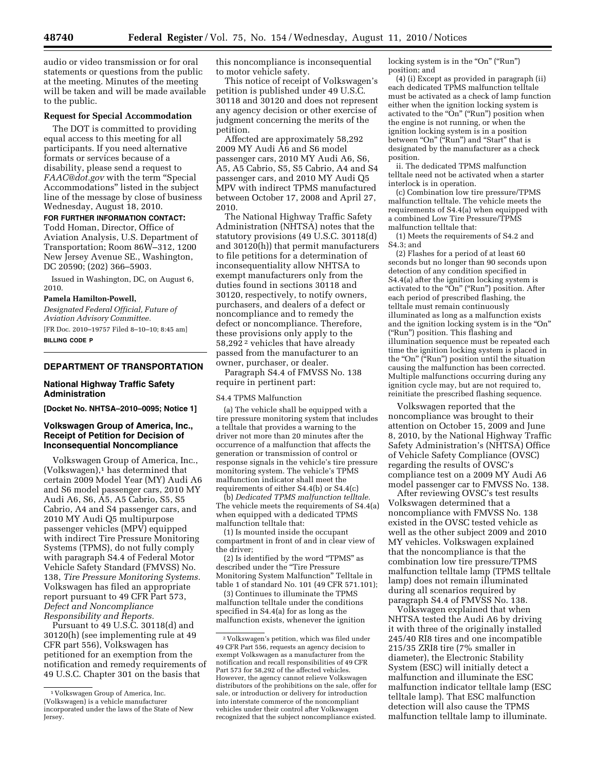audio or video transmission or for oral statements or questions from the public at the meeting. Minutes of the meeting will be taken and will be made available to the public.

**Request for Special Accommodation**

The DOT is committed to providing equal access to this meeting for all participants. If you need alternative formats or services because of a disability, please send a request to *FAAC@dot.gov* with the term "Special Accommodations" listed in the subject line of the message by close of business Wednesday, August 18, 2010.

**FOR FURTHER INFORMATION CONTACT:** Todd Homan, Director, Office of Aviation Analysis, U.S. Department of Transportation; Room 86W–312, 1200 New Jersey Avenue SE., Washington, DC 20590; (202) 366–5903.

Issued in Washington, DC, on August 6, 2010.

**Pamela Hamilton-Powell,**

*Designated Federal Official, Future of Aviation Advisory Committee.*

[FR Doc. 2010–19757 Filed 8–10–10; 8:45 am]

**BILLING CODE P**

## DEPARTMENT OF TRANSPORTATION

### National Highway Traffic Safety Administration

**[Docket No. NHTSA–2010–0095; Notice 1]**

### Volkswagen Group of America, Inc., Receipt of Petition for Decision of Inconsequential Noncompliance

Volkswagen Group of America, Inc., (Volkswagen),[1] has determined that certain 2009 Model Year (MY) Audi A6 and S6 model passenger cars, 2010 MY Audi A6, S6, A5, A5 Cabrio, S5, S5 Cabrio, A4 and S4 passenger cars, and 2010 MY Audi Q5 multipurpose passenger vehicles (MPV) equipped with indirect Tire Pressure Monitoring Systems (TPMS), do not fully comply with paragraph S4.4 of Federal Motor Vehicle Safety Standard (FMVSS) No. 138, *Tire Pressure Monitoring Systems.* Volkswagen has filed an appropriate report pursuant to 49 CFR Part 573, *Defect and Noncompliance Responsibility and Reports.*

Pursuant to 49 U.S.C. 30118(d) and 30120(h) (see implementing rule at 49 CFR part 556), Volkswagen has petitioned for an exemption from the notification and remedy requirements of 49 U.S.C. Chapter 301 on the basis that this noncompliance is inconsequential to motor vehicle safety.

This notice of receipt of Volkswagen's petition is published under 49 U.S.C. 30118 and 30120 and does not represent any agency decision or other exercise of judgment concerning the merits of the petition.

Affected are approximately 58,292 2009 MY Audi A6 and S6 model passenger cars, 2010 MY Audi A6, S6, A5, A5 Cabrio, S5, S5 Cabrio, A4 and S4 passenger cars, and 2010 MY Audi Q5 MPV with indirect TPMS manufactured between October 17, 2008 and April 27, 2010.

The National Highway Traffic Safety Administration (NHTSA) notes that the statutory provisions (49 U.S.C. 30118(d) and 30120(h)) that permit manufacturers to file petitions for a determination of inconsequentiality allow NHTSA to exempt manufacturers only from the duties found in sections 30118 and 30120, respectively, to notify owners, purchasers, and dealers of a defect or noncompliance and to remedy the defect or noncompliance. Therefore, these provisions only apply to the 58,292[2] vehicles that have already passed from the manufacturer to an owner, purchaser, or dealer.

Paragraph S4.4 of FMVSS No. 138 require in pertinent part:

S4.4 TPMS Malfunction

(a) The vehicle shall be equipped with a tire pressure monitoring system that includes a telltale that provides a warning to the driver not more than 20 minutes after the occurrence of a malfunction that affects the generation or transmission of control or response signals in the vehicle's tire pressure monitoring system. The vehicle's TPMS malfunction indicator shall meet the requirements of either S4.4(b) or S4.4(c)

(b) *Dedicated TPMS malfunction telltale.* The vehicle meets the requirements of S4.4(a) when equipped with a dedicated TPMS malfunction telltale that:

(1) Is mounted inside the occupant compartment in front of and in clear view of the driver;

(2) Is identified by the word "TPMS" as described under the "Tire Pressure Monitoring System Malfunction" Telltale in table 1 of standard No. 101 (49 CFR 571.101);

(3) Continues to illuminate the TPMS malfunction telltale under the conditions specified in S4.4(a) for as long as the malfunction exists, whenever the ignition locking system is in the "On" ("Run") position; and

(4) (i) Except as provided in paragraph (ii) each dedicated TPMS malfunction telltale must be activated as a check of lamp function either when the ignition locking system is activated to the "On" ("Run") position when the engine is not running, or when the ignition locking system is in a position between "On" ("Run") and "Start" that is designated by the manufacturer as a check position.

ii. The dedicated TPMS malfunction telltale need not be activated when a starter interlock is in operation.

(c) Combination low tire pressure/TPMS malfunction telltale. The vehicle meets the requirements of S4.4(a) when equipped with a combined Low Tire Pressure/TPMS malfunction telltale that:

(1) Meets the requirements of S4.2 and S4.3; and

(2) Flashes for a period of at least 60 seconds but no longer than 90 seconds upon detection of any condition specified in S4.4(a) after the ignition locking system is activated to the "On" ("Run") position. After each period of prescribed flashing, the telltale must remain continuously illuminated as long as a malfunction exists and the ignition locking system is in the "On" ("Run") position. This flashing and illumination sequence must be repeated each time the ignition locking system is placed in the "On" ("Run") position until the situation causing the malfunction has been corrected. Multiple malfunctions occurring during any ignition cycle may, but are not required to, reinitiate the prescribed flashing sequence.

Volkswagen reported that the noncompliance was brought to their attention on October 15, 2009 and June 8, 2010, by the National Highway Traffic Safety Administration's (NHTSA) Office of Vehicle Safety Compliance (OVSC) regarding the results of OVSC's compliance test on a 2009 MY Audi A6 model passenger car to FMVSS No. 138.

After reviewing OVSC's test results Volkswagen determined that a noncompliance with FMVSS No. 138 existed in the OVSC tested vehicle as well as the other subject 2009 and 2010 MY vehicles. Volkswagen explained that the noncompliance is that the combination low tire pressure/TPMS malfunction telltale lamp (TPMS telltale lamp) does not remain illuminated during all scenarios required by paragraph S4.4 of FMVSS No. 138.

Volkswagen explained that when NHTSA tested the Audi A6 by driving it with three of the originally installed 245/40 RI8 tires and one incompatible 215/35 ZRI8 tire (7% smaller in diameter), the Electronic Stability System (ESC) will initially detect a malfunction and illuminate the ESC malfunction indicator telltale lamp (ESC telltale lamp). That ESC malfunction detection will also cause the TPMS malfunction telltale lamp to illuminate.

[1] Volkswagen Group of America, Inc. (Volkswagen) is a vehicle manufacturer incorporated under the laws of the State of New Jersey.

[2] Volkswagen's petition, which was filed under 49 CFR Part 556, requests an agency decision to exempt Volkswagen as a manufacturer from the notification and recall responsibilities of 49 CFR Part 573 for 58,292 of the affected vehicles. However, the agency cannot relieve Volkswagen distributors of the prohibitions on the sale, offer for sale, or introduction or delivery for introduction into interstate commerce of the noncompliant vehicles under their control after Volkswagen recognized that the subject noncompliance existed.